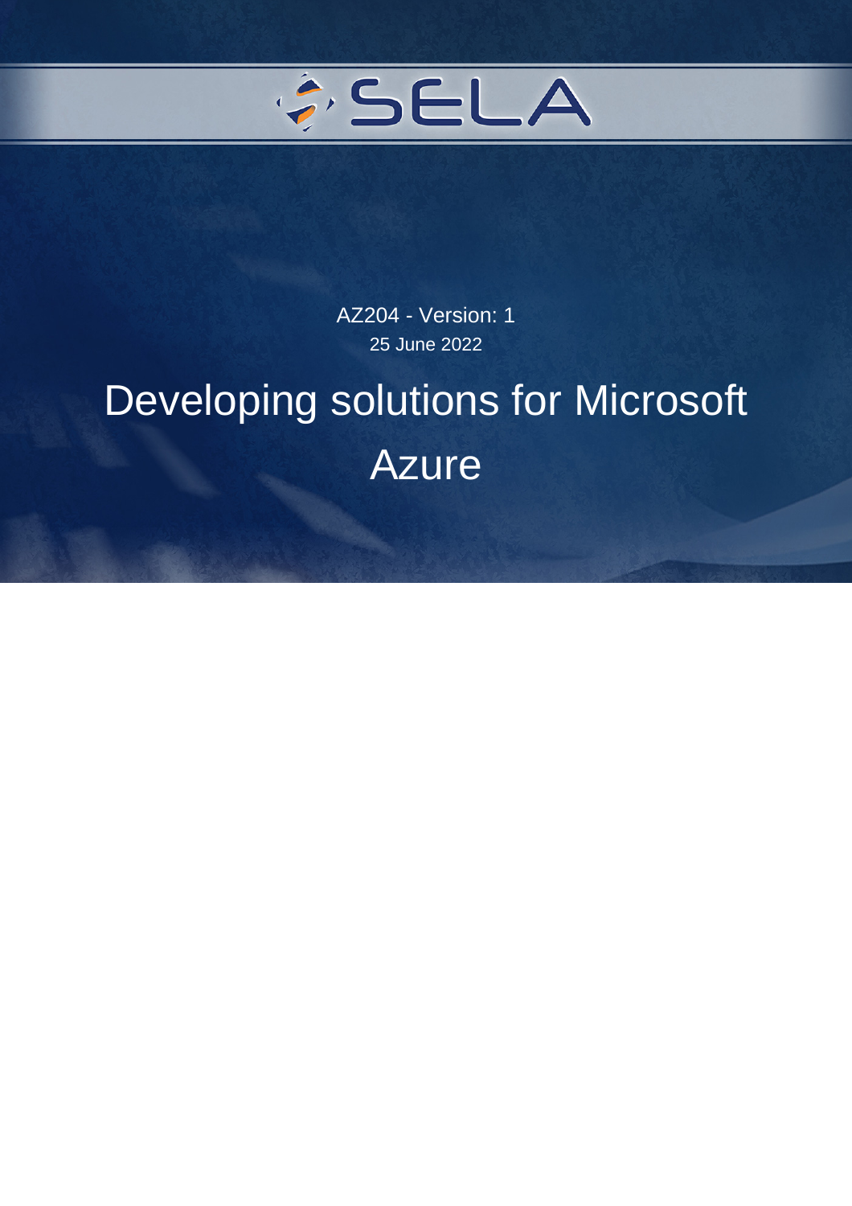SELA

AZ204 - Version: 1

25 June 2022

# Developing solutions for Microsoft Azure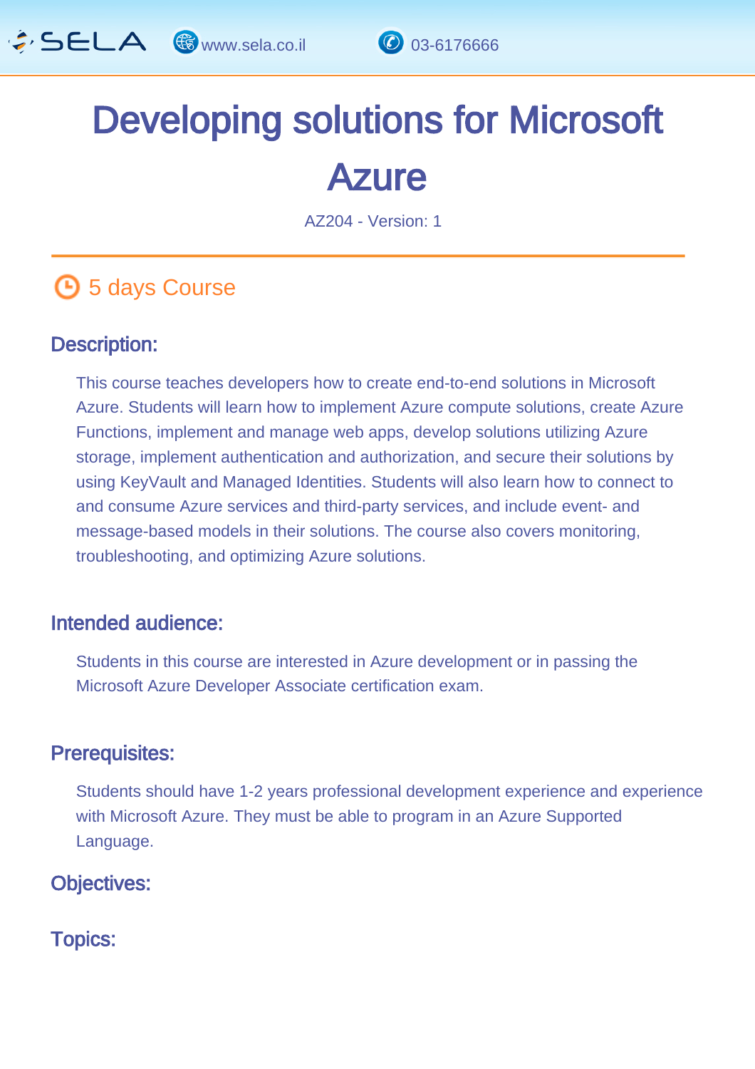# Developing solutions for Microsoft Azure

AZ204 - Version: 1

5 days Course

## Description:

This course teaches developers how to create end-to-end solutions in Microsoft Azure. Students will learn how to implement Azure compute solutions, create Azure Functions, implement and manage web apps, develop solutions utilizing Azure storage, implement authentication and authorization, and secure their solutions by using KeyVault and Managed Identities. Students will also learn how to connect to and consume Azure services and third-party services, and include event- and message-based models in their solutions. The course also covers monitoring, troubleshooting, and optimizing Azure solutions.

## Intended audience:

Students in this course are interested in Azure development or in passing the Microsoft Azure Developer Associate certification exam.

## Prerequisites:

Students should have 1-2 years professional development experience and experience with Microsoft Azure. They must be able to program in an Azure Supported Language.

## Objectives:

## Topics: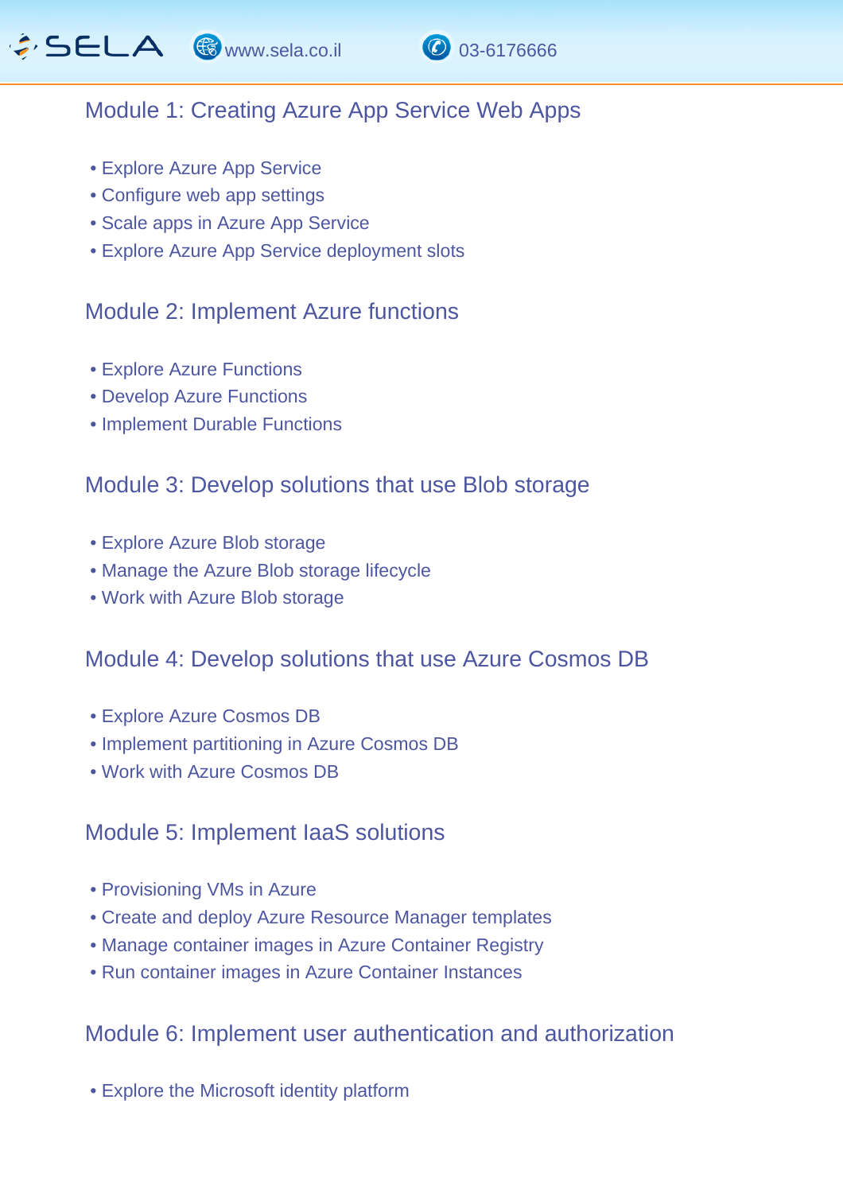## Module 1: Creating Azure App Service Web Apps

- Explore Azure App Service
- Configure web app settings
- Scale apps in Azure App Service
- Explore Azure App Service deployment slots

## Module 2: Implement Azure functions

- Explore Azure Functions
- Develop Azure Functions
- Implement Durable Functions

## Module 3: Develop solutions that use Blob storage

- Explore Azure Blob storage
- Manage the Azure Blob storage lifecycle
- Work with Azure Blob storage

## Module 4: Develop solutions that use Azure Cosmos DB

- Explore Azure Cosmos DB
- Implement partitioning in Azure Cosmos DB
- Work with Azure Cosmos DB

## Module 5: Implement IaaS solutions

- Provisioning VMs in Azure
- Create and deploy Azure Resource Manager templates
- Manage container images in Azure Container Registry
- Run container images in Azure Container Instances

## Module 6: Implement user authentication and authorization

- Explore the Microsoft identity platform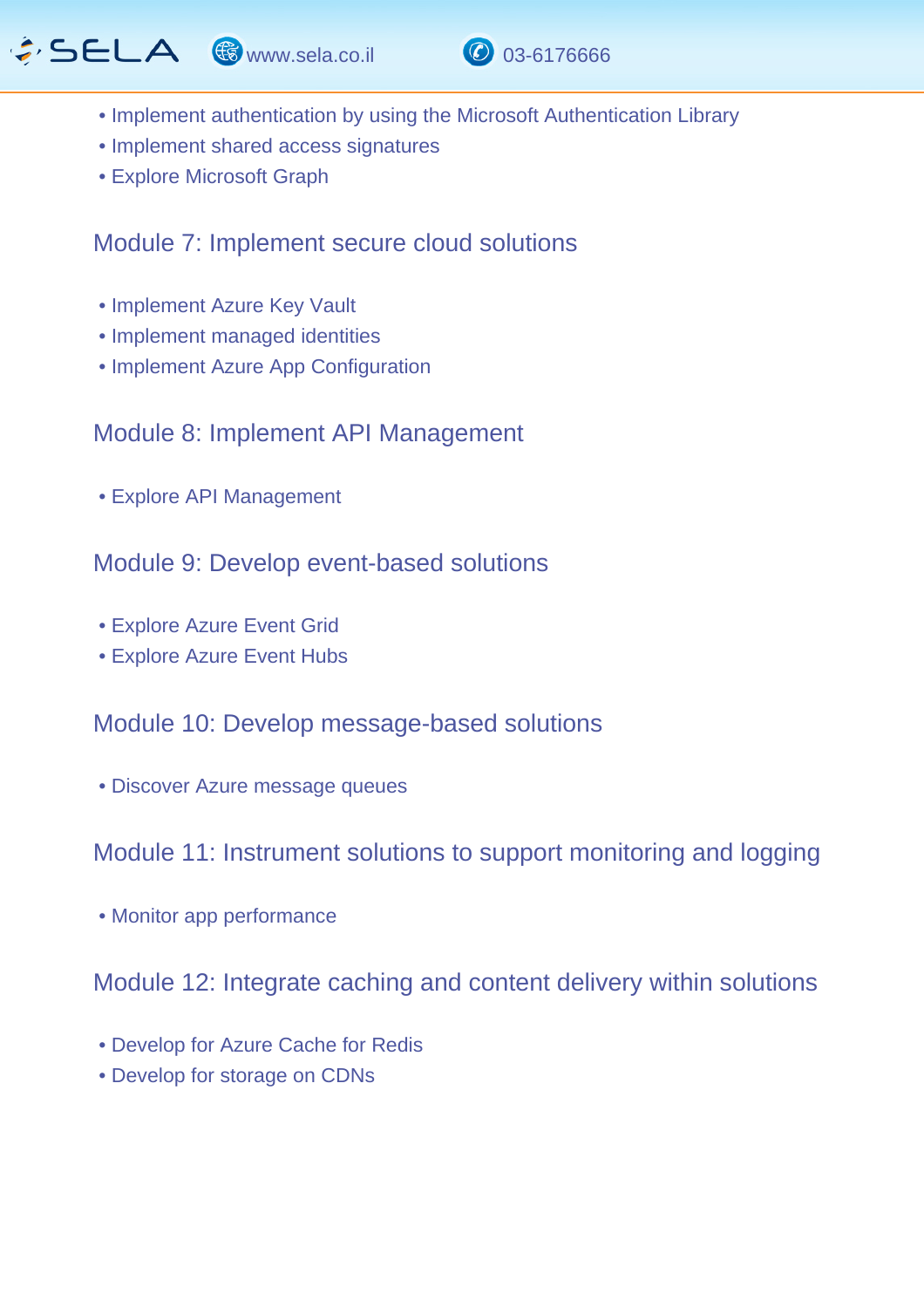- Implement authentication by using the Microsoft Authentication Library
- Implement shared access signatures
- Explore Microsoft Graph

## Module 7: Implement secure cloud solutions

- Implement Azure Key Vault
- Implement managed identities
- Implement Azure App Configuration

## Module 8: Implement API Management

- Explore API Management

## Module 9: Develop event-based solutions

- Explore Azure Event Grid
- Explore Azure Event Hubs

## Module 10: Develop message-based solutions

- Discover Azure message queues

## Module 11: Instrument solutions to support monitoring and logging

- Monitor app performance

## Module 12: Integrate caching and content delivery within solutions

- Develop for Azure Cache for Redis
- Develop for storage on CDNs